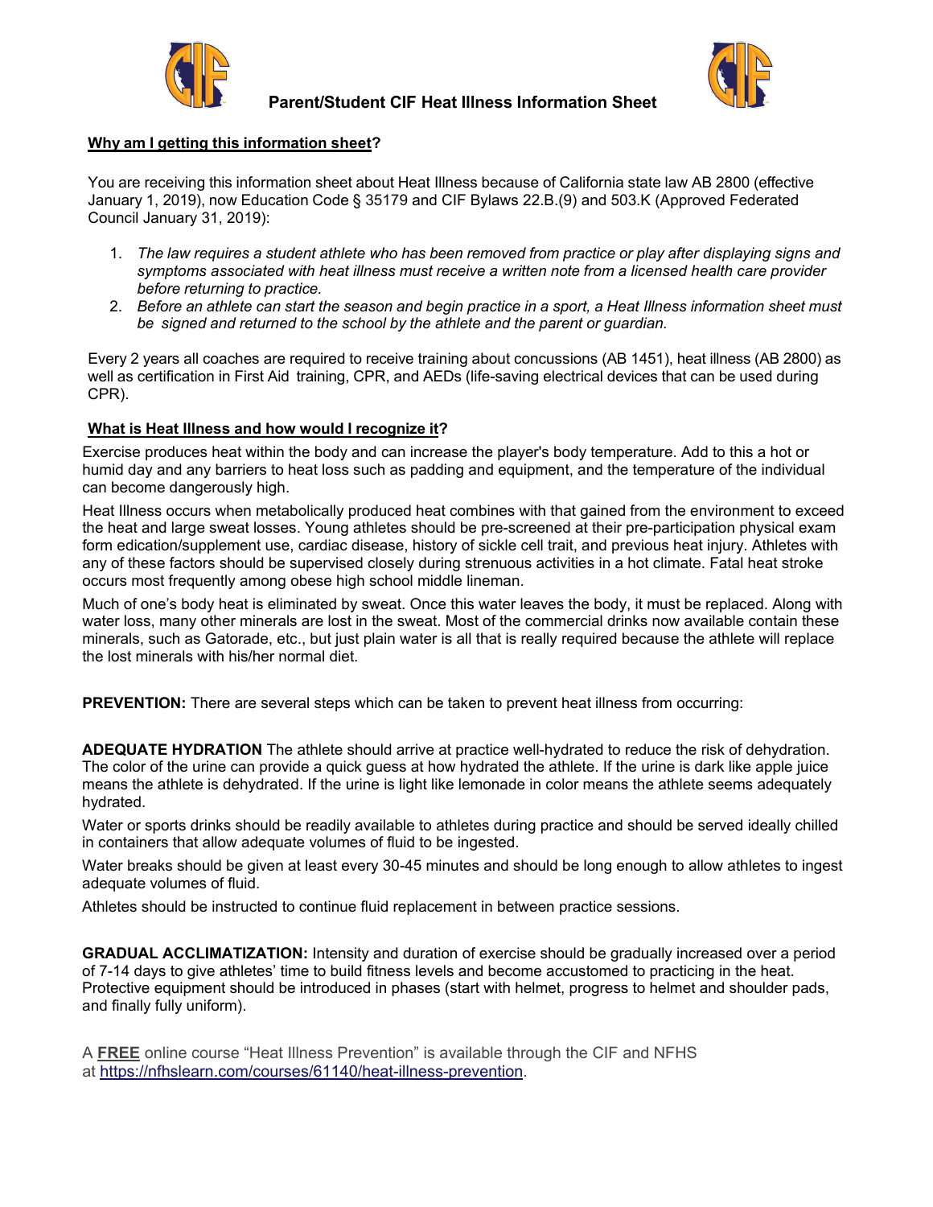# Parent/Student CIF Heat Illness Information Sheet

**Why am I getting this information sheet?**

You are receiving this information sheet about Heat Illness because of California state law AB 2800 (effective January 1, 2019), now Education Code § 35179 and CIF Bylaws 22.B.(9) and 503.K (Approved Federated Council January 31, 2019):

1. *The law requires a student athlete who has been removed from practice or play after displaying signs and symptoms associated with heat illness must receive a written note from a licensed health care provider before returning to practice.*
2. *Before an athlete can start the season and begin practice in a sport, a Heat Illness information sheet must be signed and returned to the school by the athlete and the parent or guardian.*

Every 2 years all coaches are required to receive training about concussions (AB 1451), heat illness (AB 2800) as well as certification in First Aid training, CPR, and AEDs (life-saving electrical devices that can be used during CPR).

**What is Heat Illness and how would I recognize it?**

Exercise produces heat within the body and can increase the player's body temperature. Add to this a hot or humid day and any barriers to heat loss such as padding and equipment, and the temperature of the individual can become dangerously high.

Heat Illness occurs when metabolically produced heat combines with that gained from the environment to exceed the heat and large sweat losses. Young athletes should be pre-screened at their pre-participation physical exam form edication/supplement use, cardiac disease, history of sickle cell trait, and previous heat injury. Athletes with any of these factors should be supervised closely during strenuous activities in a hot climate. Fatal heat stroke occurs most frequently among obese high school middle lineman.

Much of one's body heat is eliminated by sweat. Once this water leaves the body, it must be replaced. Along with water loss, many other minerals are lost in the sweat. Most of the commercial drinks now available contain these minerals, such as Gatorade, etc., but just plain water is all that is really required because the athlete will replace the lost minerals with his/her normal diet.

**PREVENTION:** There are several steps which can be taken to prevent heat illness from occurring:

**ADEQUATE HYDRATION** The athlete should arrive at practice well-hydrated to reduce the risk of dehydration. The color of the urine can provide a quick guess at how hydrated the athlete. If the urine is dark like apple juice means the athlete is dehydrated. If the urine is light like lemonade in color means the athlete seems adequately hydrated.

Water or sports drinks should be readily available to athletes during practice and should be served ideally chilled in containers that allow adequate volumes of fluid to be ingested.

Water breaks should be given at least every 30-45 minutes and should be long enough to allow athletes to ingest adequate volumes of fluid.

Athletes should be instructed to continue fluid replacement in between practice sessions.

**GRADUAL ACCLIMATIZATION:** Intensity and duration of exercise should be gradually increased over a period of 7-14 days to give athletes' time to build fitness levels and become accustomed to practicing in the heat. Protective equipment should be introduced in phases (start with helmet, progress to helmet and shoulder pads, and finally fully uniform).

A **FREE** online course "Heat Illness Prevention" is available through the CIF and NFHS at https://nfhslearn.com/courses/61140/heat-illness-prevention.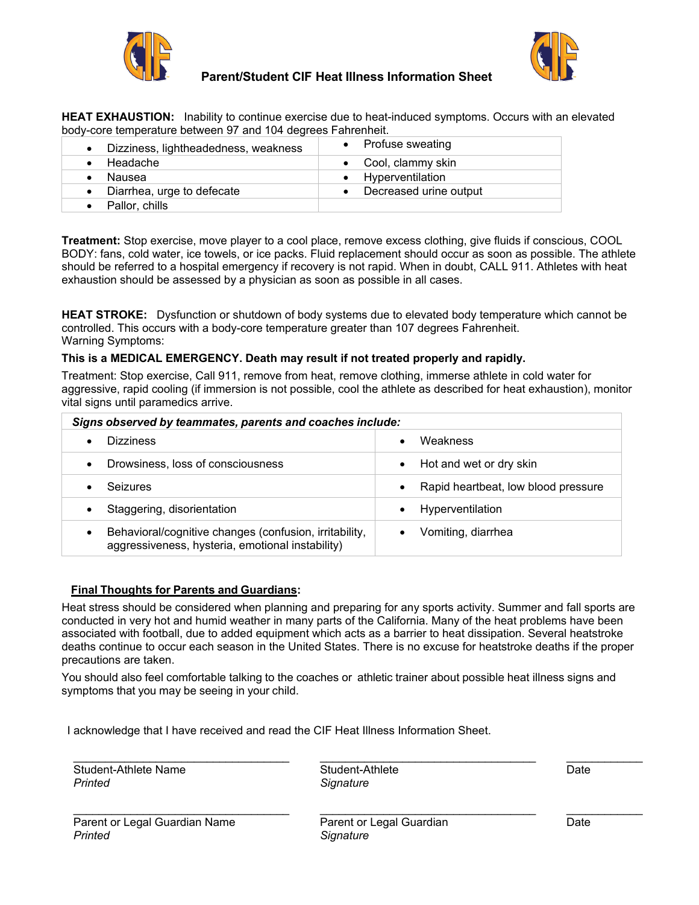# Parent/Student CIF Heat Illness Information Sheet

**HEAT EXHAUSTION:** Inability to continue exercise due to heat-induced symptoms. Occurs with an elevated body-core temperature between 97 and 104 degrees Fahrenheit.

| | |
|---|---|
| • Dizziness, lightheadedness, weakness | • Profuse sweating |
| • Headache | • Cool, clammy skin |
| • Nausea | • Hyperventilation |
| • Diarrhea, urge to defecate | • Decreased urine output |
| • Pallor, chills | |

**Treatment:** Stop exercise, move player to a cool place, remove excess clothing, give fluids if conscious, COOL BODY: fans, cold water, ice towels, or ice packs. Fluid replacement should occur as soon as possible. The athlete should be referred to a hospital emergency if recovery is not rapid. When in doubt, CALL 911. Athletes with heat exhaustion should be assessed by a physician as soon as possible in all cases.

**HEAT STROKE:** Dysfunction or shutdown of body systems due to elevated body temperature which cannot be controlled. This occurs with a body-core temperature greater than 107 degrees Fahrenheit.
Warning Symptoms:

**This is a MEDICAL EMERGENCY. Death may result if not treated properly and rapidly.**

Treatment: Stop exercise, Call 911, remove from heat, remove clothing, immerse athlete in cold water for aggressive, rapid cooling (if immersion is not possible, cool the athlete as described for heat exhaustion), monitor vital signs until paramedics arrive.

| ***Signs observed by teammates, parents and coaches include:*** | |
|---|---|
| • Dizziness | • Weakness |
| • Drowsiness, loss of consciousness | • Hot and wet or dry skin |
| • Seizures | • Rapid heartbeat, low blood pressure |
| • Staggering, disorientation | • Hyperventilation |
| • Behavioral/cognitive changes (confusion, irritability, aggressiveness, hysteria, emotional instability) | • Vomiting, diarrhea |

**Final Thoughts for Parents and Guardians:**

Heat stress should be considered when planning and preparing for any sports activity. Summer and fall sports are conducted in very hot and humid weather in many parts of the California. Many of the heat problems have been associated with football, due to added equipment which acts as a barrier to heat dissipation. Several heatstroke deaths continue to occur each season in the United States. There is no excuse for heatstroke deaths if the proper precautions are taken.

You should also feel comfortable talking to the coaches or athletic trainer about possible heat illness signs and symptoms that you may be seeing in your child.

I acknowledge that I have received and read the CIF Heat Illness Information Sheet.

| | | |
|---|---|---|
| ______________________ | ______________________ | __________ |
| Student-Athlete Name *Printed* | Student-Athlete *Signature* | Date |
| ______________________ | ______________________ | __________ |
| Parent or Legal Guardian Name *Printed* | Parent or Legal Guardian *Signature* | Date |